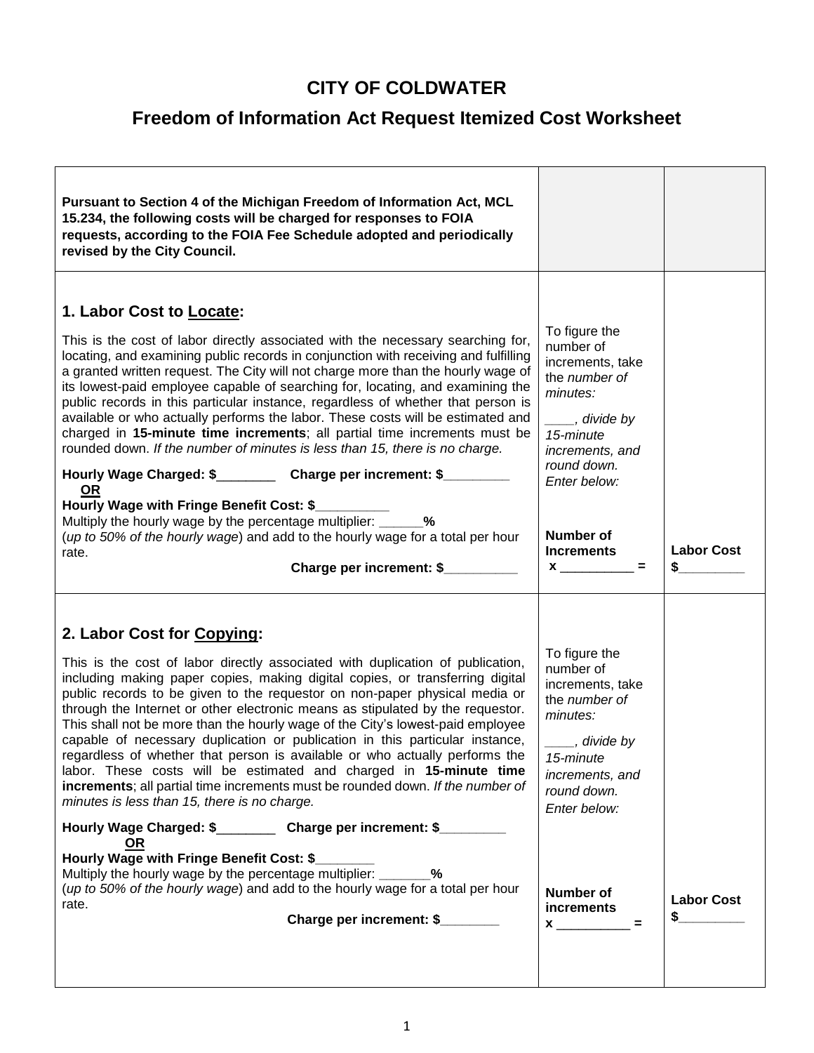# CITY OF COLDWATER

## Freedom of Information Act Request Itemized Cost Worksheet

| **Pursuant to Section 4 of the Michigan Freedom of Information Act, MCL 15.234, the following costs will be charged for responses to FOIA requests, according to the FOIA Fee Schedule adopted and periodically revised by the City Council.** | | |
|---|---|---|
| **1. Labor Cost to <u>Locate</u>:**<br><br>This is the cost of labor directly associated with the necessary searching for, locating, and examining public records in conjunction with receiving and fulfilling a granted written request. The City will not charge more than the hourly wage of its lowest-paid employee capable of searching for, locating, and examining the public records in this particular instance, regardless of whether that person is available or who actually performs the labor. These costs will be estimated and charged in **15-minute time increments**; all partial time increments must be rounded down. *If the number of minutes is less than 15, there is no charge.*<br><br>**Hourly Wage Charged: $________ Charge per increment: $_________**<br>**<u>OR</u>**<br>**Hourly Wage with Fringe Benefit Cost: $__________**<br>Multiply the hourly wage by the percentage multiplier: ______**%**<br>(*up to 50% of the hourly wage*) and add to the hourly wage for a total per hour rate.<br>**Charge per increment: $__________** | To figure the number of increments, take the *number of minutes:*<br><br>*____, divide by 15-minute increments, and round down. Enter below:*<br><br>**Number of Increments**<br>**x __________ =** | **Labor Cost**<br>**$_________** |
| **2. Labor Cost for <u>Copying</u>:**<br><br>This is the cost of labor directly associated with duplication of publication, including making paper copies, making digital copies, or transferring digital public records to be given to the requestor on non-paper physical media or through the Internet or other electronic means as stipulated by the requestor. This shall not be more than the hourly wage of the City's lowest-paid employee capable of necessary duplication or publication in this particular instance, regardless of whether that person is available or who actually performs the labor. These costs will be estimated and charged in **15-minute time increments**; all partial time increments must be rounded down. *If the number of minutes is less than 15, there is no charge.*<br><br>**Hourly Wage Charged: $________ Charge per increment: $_________**<br>**<u>OR</u>**<br>**Hourly Wage with Fringe Benefit Cost: $________**<br>Multiply the hourly wage by the percentage multiplier: _______**%**<br>(*up to 50% of the hourly wage*) and add to the hourly wage for a total per hour rate.<br>**Charge per increment: $________** | To figure the number of increments, take the *number of minutes:*<br><br>*____, divide by 15-minute increments, and round down. Enter below:*<br><br>**Number of increments**<br>**x __________ =** | **Labor Cost**<br>**$_________** |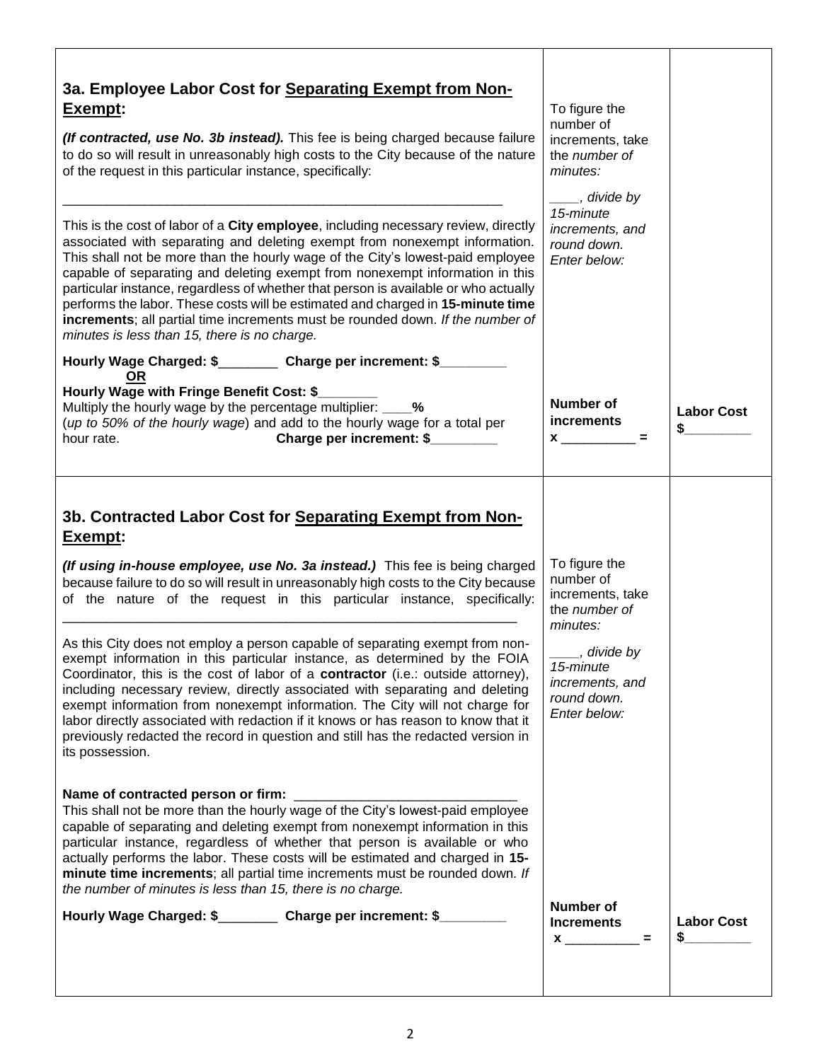| | | |
|---|---|---|
| **3a. Employee Labor Cost for <u>Separating Exempt from Non-Exempt</u>:**<br><br>***(If contracted, use No. 3b instead).*** This fee is being charged because failure to do so will result in unreasonably high costs to the City because of the nature of the request in this particular instance, specifically:<br><br>_____________________________________________________________<br><br>This is the cost of labor of a **City employee**, including necessary review, directly associated with separating and deleting exempt from nonexempt information. This shall not be more than the hourly wage of the City's lowest-paid employee capable of separating and deleting exempt from nonexempt information in this particular instance, regardless of whether that person is available or who actually performs the labor. These costs will be estimated and charged in **15-minute time increments**; all partial time increments must be rounded down. *If the number of minutes is less than 15, there is no charge.*<br><br>**Hourly Wage Charged: $________ Charge per increment: $_________**<br>**<u>OR</u>**<br>**Hourly Wage with Fringe Benefit Cost: $________**<br>Multiply the hourly wage by the percentage multiplier: ____**%**<br>(*up to 50% of the hourly wage*) and add to the hourly wage for a total per hour rate. **Charge per increment: $_________** | To figure the number of increments, take the *number of minutes:*<br><br>*____, divide by 15-minute increments, and round down. Enter below:*<br><br>**Number of increments**<br>**x __________ =** | **Labor Cost**<br>**$_________** |
| **3b. Contracted Labor Cost for <u>Separating Exempt from Non-Exempt</u>:**<br><br>***(If using in-house employee, use No. 3a instead.)*** This fee is being charged because failure to do so will result in unreasonably high costs to the City because of the nature of the request in this particular instance, specifically:<br><br>_____________________________________________________________<br><br>As this City does not employ a person capable of separating exempt from non-exempt information in this particular instance, as determined by the FOIA Coordinator, this is the cost of labor of a **contractor** (i.e.: outside attorney), including necessary review, directly associated with separating and deleting exempt information from nonexempt information. The City will not charge for labor directly associated with redaction if it knows or has reason to know that it previously redacted the record in question and still has the redacted version in its possession.<br><br>**Name of contracted person or firm:** _____________________________<br>This shall not be more than the hourly wage of the City's lowest-paid employee capable of separating and deleting exempt from nonexempt information in this particular instance, regardless of whether that person is available or who actually performs the labor. These costs will be estimated and charged in **15-minute time increments**; all partial time increments must be rounded down. *If the number of minutes is less than 15, there is no charge.*<br><br>**Hourly Wage Charged: $________ Charge per increment: $_________** | To figure the number of increments, take the *number of minutes:*<br><br>*____, divide by 15-minute increments, and round down. Enter below:*<br><br>**Number of Increments**<br>**x __________ =** | **Labor Cost**<br>**$_________** |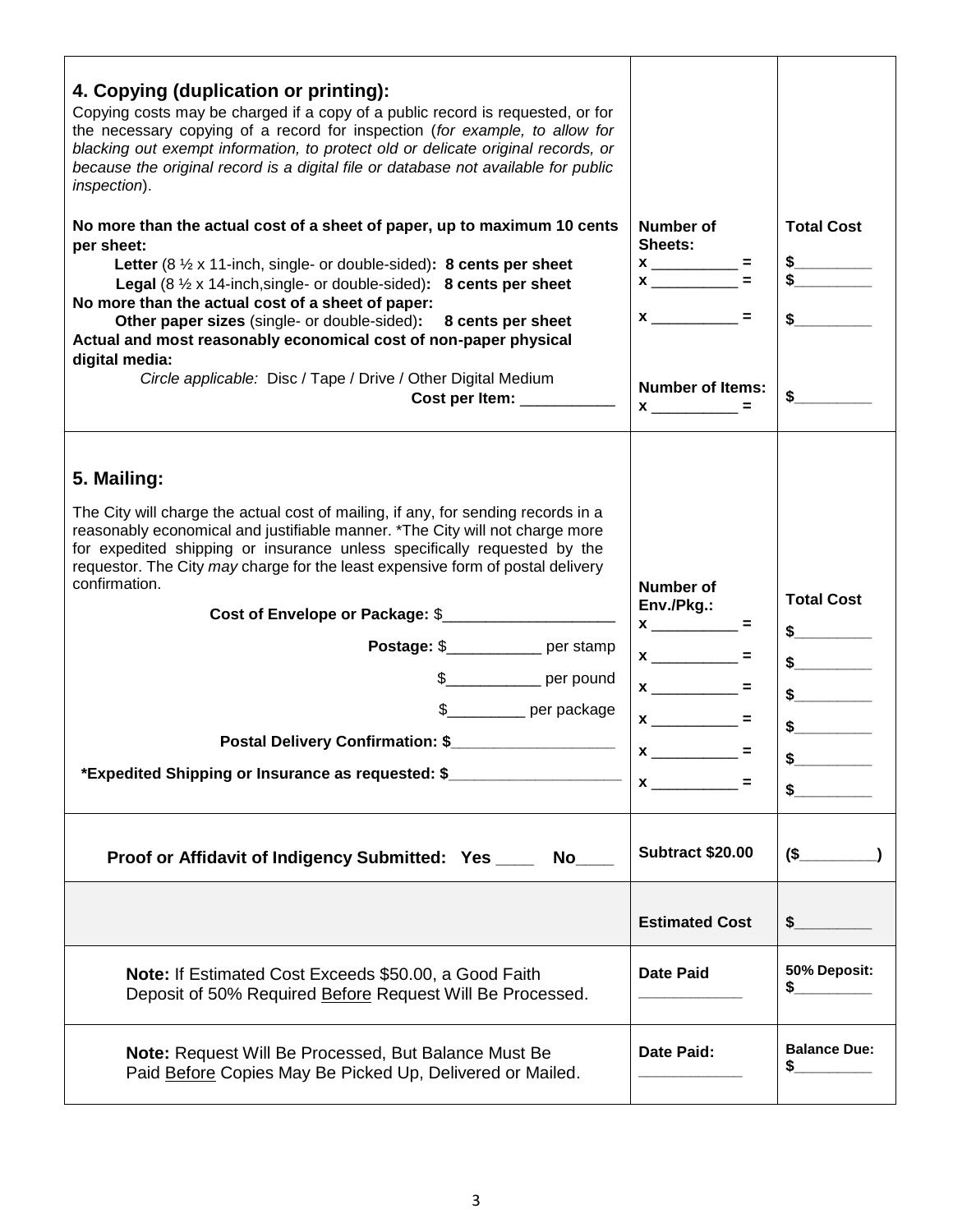| | | |
|---|---|---|
| **4. Copying (duplication or printing):**<br>Copying costs may be charged if a copy of a public record is requested, or for the necessary copying of a record for inspection (*for example, to allow for blacking out exempt information, to protect old or delicate original records, or because the original record is a digital file or database not available for public inspection*). | | |
| **No more than the actual cost of a sheet of paper, up to maximum 10 cents per sheet:**<br>**Letter** (8 ½ x 11-inch, single- or double-sided)**: 8 cents per sheet**<br>**Legal** (8 ½ x 14-inch,single- or double-sided)**: 8 cents per sheet**<br>**No more than the actual cost of a sheet of paper:**<br>**Other paper sizes** (single- or double-sided)**: 8 cents per sheet**<br>**Actual and most reasonably economical cost of non-paper physical digital media:**<br>*Circle applicable:* Disc / Tape / Drive / Other Digital Medium<br>**Cost per Item:** ___________ | **Number of Sheets:**<br>**x** __________ **=**<br>**x** __________ **=**<br>**x** __________ **=**<br>**Number of Items:**<br>**x** __________ **=** | **Total Cost**<br>**$**_________<br>**$**_________<br>**$**_________<br>**$**_________ |
| **5. Mailing:**<br>The City will charge the actual cost of mailing, if any, for sending records in a reasonably economical and justifiable manner. *The City will not charge more for expedited shipping or insurance unless specifically requested by the requestor. The City *may* charge for the least expensive form of postal delivery confirmation.<br>**Cost of Envelope or Package:** $____________________<br>**Postage:** $___________ per stamp<br>$___________ per pound<br>$_________ per package<br>**Postal Delivery Confirmation: $**___________________<br>***Expedited Shipping or Insurance as requested: $**____________________ | **Number of Env./Pkg.:**<br>**x** __________ **=**<br>**x** __________ **=**<br>**x** __________ **=**<br>**x** __________ **=**<br>**x** __________ **=**<br>**x** __________ **=** | **Total Cost**<br>**$**_________<br>**$**_________<br>**$**_________<br>**$**_________<br>**$**_________<br>**$**_________ |
| **Proof or Affidavit of Indigency Submitted: Yes ____ No____** | **Subtract $20.00** | **($_________)** |
| | **Estimated Cost** | **$**_________ |
| **Note:** If Estimated Cost Exceeds $50.00, a Good Faith Deposit of 50% Required Before Request Will Be Processed. | **Date Paid**<br>___________ | **50% Deposit:**<br>**$**_________ |
| **Note:** Request Will Be Processed, But Balance Must Be Paid Before Copies May Be Picked Up, Delivered or Mailed. | **Date Paid:**<br>___________ | **Balance Due:**<br>**$**_________ |